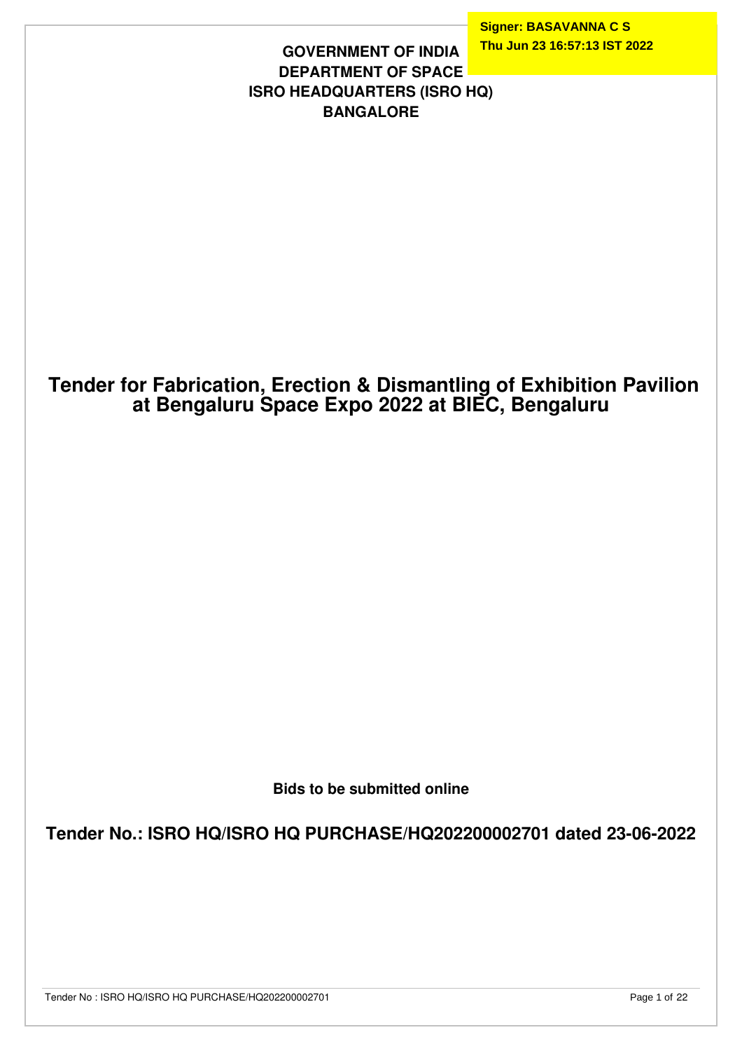Signer: BASAVANNA C S
Thu Jun 23 16:57:13 IST 2022

**GOVERNMENT OF INDIA**
**DEPARTMENT OF SPACE**
**ISRO HEADQUARTERS (ISRO HQ)**
**BANGALORE**

# Tender for Fabrication, Erection & Dismantling of Exhibition Pavilion at Bengaluru Space Expo 2022 at BIEC, Bengaluru

**Bids to be submitted online**

## Tender No.: ISRO HQ/ISRO HQ PURCHASE/HQ202200002701 dated 23-06-2022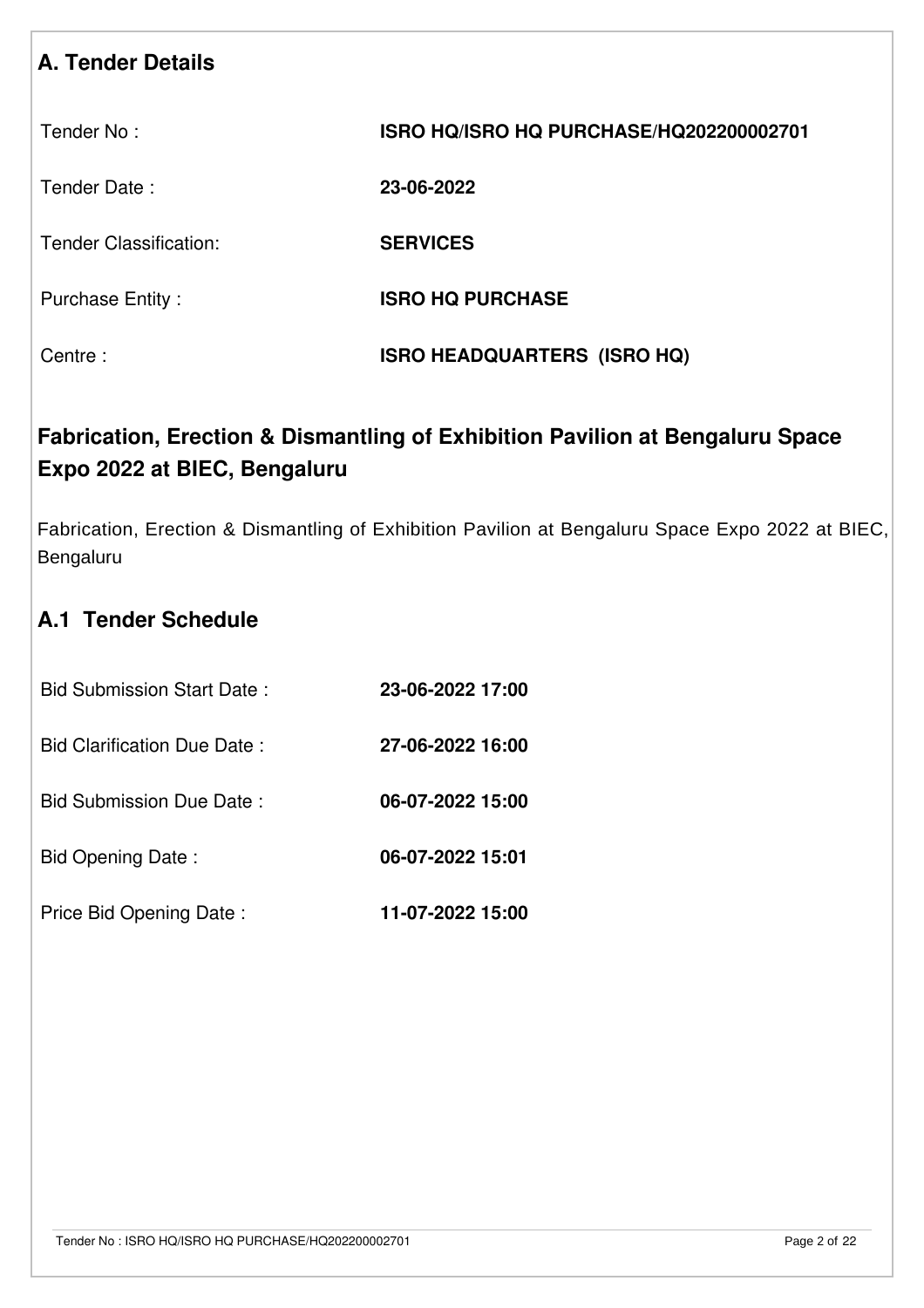## A. Tender Details

| | |
|---|---|
| Tender No : | **ISRO HQ/ISRO HQ PURCHASE/HQ202200002701** |
| Tender Date : | **23-06-2022** |
| Tender Classification: | **SERVICES** |
| Purchase Entity : | **ISRO HQ PURCHASE** |
| Centre : | **ISRO HEADQUARTERS (ISRO HQ)** |

## Fabrication, Erection & Dismantling of Exhibition Pavilion at Bengaluru Space Expo 2022 at BIEC, Bengaluru

Fabrication, Erection & Dismantling of Exhibition Pavilion at Bengaluru Space Expo 2022 at BIEC, Bengaluru

## A.1 Tender Schedule

| | |
|---|---|
| Bid Submission Start Date : | **23-06-2022 17:00** |
| Bid Clarification Due Date : | **27-06-2022 16:00** |
| Bid Submission Due Date : | **06-07-2022 15:00** |
| Bid Opening Date : | **06-07-2022 15:01** |
| Price Bid Opening Date : | **11-07-2022 15:00** |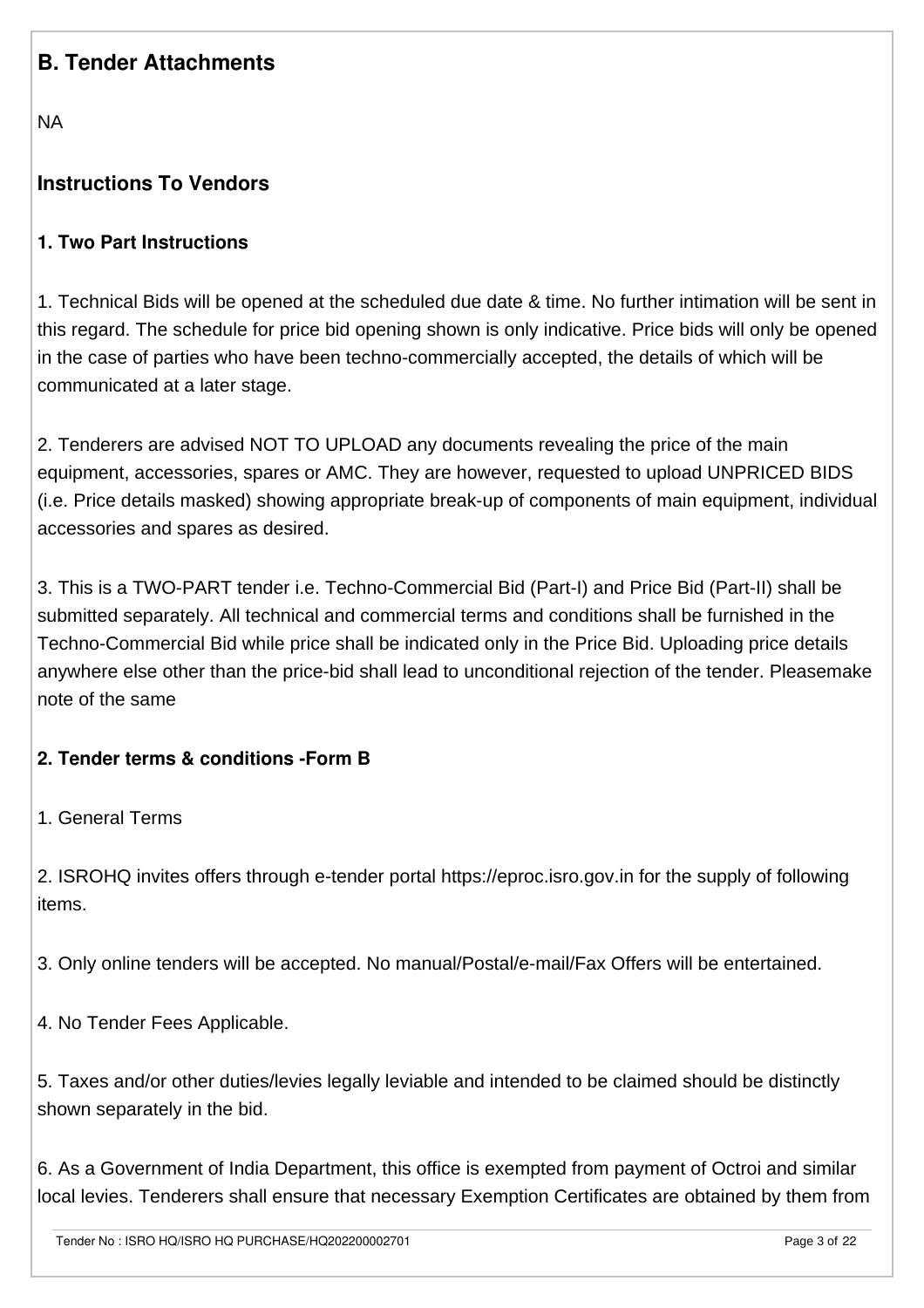## B. Tender Attachments

NA

### Instructions To Vendors

#### 1. Two Part Instructions

1. Technical Bids will be opened at the scheduled due date & time. No further intimation will be sent in this regard. The schedule for price bid opening shown is only indicative. Price bids will only be opened in the case of parties who have been techno-commercially accepted, the details of which will be communicated at a later stage.

2. Tenderers are advised NOT TO UPLOAD any documents revealing the price of the main equipment, accessories, spares or AMC. They are however, requested to upload UNPRICED BIDS (i.e. Price details masked) showing appropriate break-up of components of main equipment, individual accessories and spares as desired.

3. This is a TWO-PART tender i.e. Techno-Commercial Bid (Part-I) and Price Bid (Part-II) shall be submitted separately. All technical and commercial terms and conditions shall be furnished in the Techno-Commercial Bid while price shall be indicated only in the Price Bid. Uploading price details anywhere else other than the price-bid shall lead to unconditional rejection of the tender. Pleasemake note of the same

#### 2. Tender terms & conditions -Form B

1. General Terms

2. ISROHQ invites offers through e-tender portal https://eproc.isro.gov.in for the supply of following items.

3. Only online tenders will be accepted. No manual/Postal/e-mail/Fax Offers will be entertained.

4. No Tender Fees Applicable.

5. Taxes and/or other duties/levies legally leviable and intended to be claimed should be distinctly shown separately in the bid.

6. As a Government of India Department, this office is exempted from payment of Octroi and similar local levies. Tenderers shall ensure that necessary Exemption Certificates are obtained by them from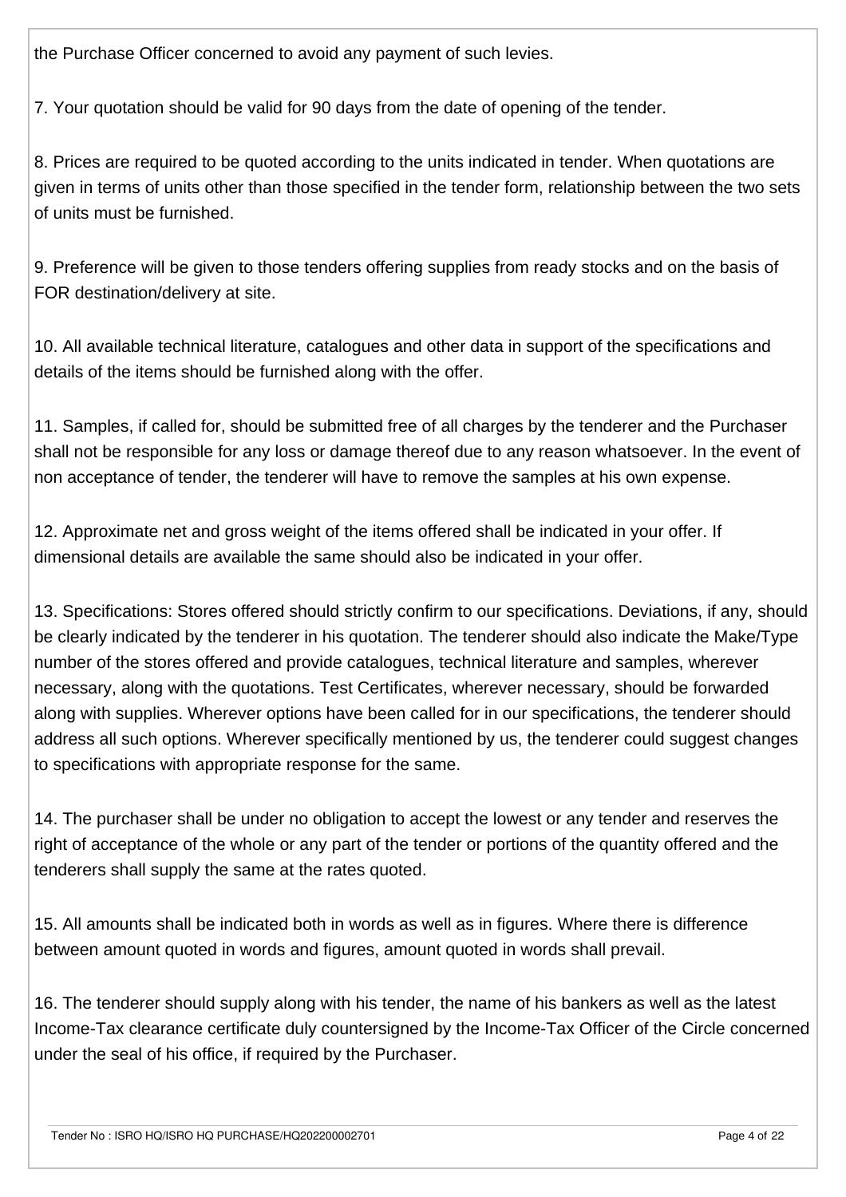the Purchase Officer concerned to avoid any payment of such levies.

7. Your quotation should be valid for 90 days from the date of opening of the tender.

8. Prices are required to be quoted according to the units indicated in tender. When quotations are given in terms of units other than those specified in the tender form, relationship between the two sets of units must be furnished.

9. Preference will be given to those tenders offering supplies from ready stocks and on the basis of FOR destination/delivery at site.

10. All available technical literature, catalogues and other data in support of the specifications and details of the items should be furnished along with the offer.

11. Samples, if called for, should be submitted free of all charges by the tenderer and the Purchaser shall not be responsible for any loss or damage thereof due to any reason whatsoever. In the event of non acceptance of tender, the tenderer will have to remove the samples at his own expense.

12. Approximate net and gross weight of the items offered shall be indicated in your offer. If dimensional details are available the same should also be indicated in your offer.

13. Specifications: Stores offered should strictly confirm to our specifications. Deviations, if any, should be clearly indicated by the tenderer in his quotation. The tenderer should also indicate the Make/Type number of the stores offered and provide catalogues, technical literature and samples, wherever necessary, along with the quotations. Test Certificates, wherever necessary, should be forwarded along with supplies. Wherever options have been called for in our specifications, the tenderer should address all such options. Wherever specifically mentioned by us, the tenderer could suggest changes to specifications with appropriate response for the same.

14. The purchaser shall be under no obligation to accept the lowest or any tender and reserves the right of acceptance of the whole or any part of the tender or portions of the quantity offered and the tenderers shall supply the same at the rates quoted.

15. All amounts shall be indicated both in words as well as in figures. Where there is difference between amount quoted in words and figures, amount quoted in words shall prevail.

16. The tenderer should supply along with his tender, the name of his bankers as well as the latest Income-Tax clearance certificate duly countersigned by the Income-Tax Officer of the Circle concerned under the seal of his office, if required by the Purchaser.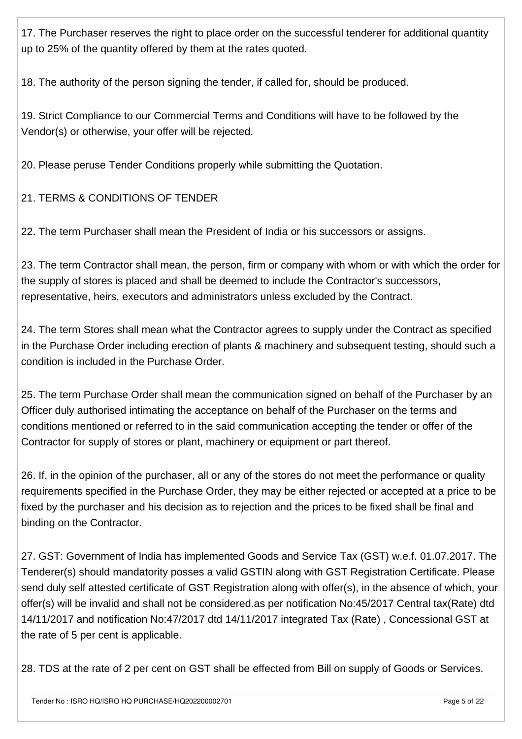17. The Purchaser reserves the right to place order on the successful tenderer for additional quantity up to 25% of the quantity offered by them at the rates quoted.

18. The authority of the person signing the tender, if called for, should be produced.

19. Strict Compliance to our Commercial Terms and Conditions will have to be followed by the Vendor(s) or otherwise, your offer will be rejected.

20. Please peruse Tender Conditions properly while submitting the Quotation.

21. TERMS & CONDITIONS OF TENDER

22. The term Purchaser shall mean the President of India or his successors or assigns.

23. The term Contractor shall mean, the person, firm or company with whom or with which the order for the supply of stores is placed and shall be deemed to include the Contractor's successors, representative, heirs, executors and administrators unless excluded by the Contract.

24. The term Stores shall mean what the Contractor agrees to supply under the Contract as specified in the Purchase Order including erection of plants & machinery and subsequent testing, should such a condition is included in the Purchase Order.

25. The term Purchase Order shall mean the communication signed on behalf of the Purchaser by an Officer duly authorised intimating the acceptance on behalf of the Purchaser on the terms and conditions mentioned or referred to in the said communication accepting the tender or offer of the Contractor for supply of stores or plant, machinery or equipment or part thereof.

26. If, in the opinion of the purchaser, all or any of the stores do not meet the performance or quality requirements specified in the Purchase Order, they may be either rejected or accepted at a price to be fixed by the purchaser and his decision as to rejection and the prices to be fixed shall be final and binding on the Contractor.

27. GST: Government of India has implemented Goods and Service Tax (GST) w.e.f. 01.07.2017. The Tenderer(s) should mandatority posses a valid GSTIN along with GST Registration Certificate. Please send duly self attested certificate of GST Registration along with offer(s), in the absence of which, your offer(s) will be invalid and shall not be considered.as per notification No:45/2017 Central tax(Rate) dtd 14/11/2017 and notification No:47/2017 dtd 14/11/2017 integrated Tax (Rate) , Concessional GST at the rate of 5 per cent is applicable.

28. TDS at the rate of 2 per cent on GST shall be effected from Bill on supply of Goods or Services.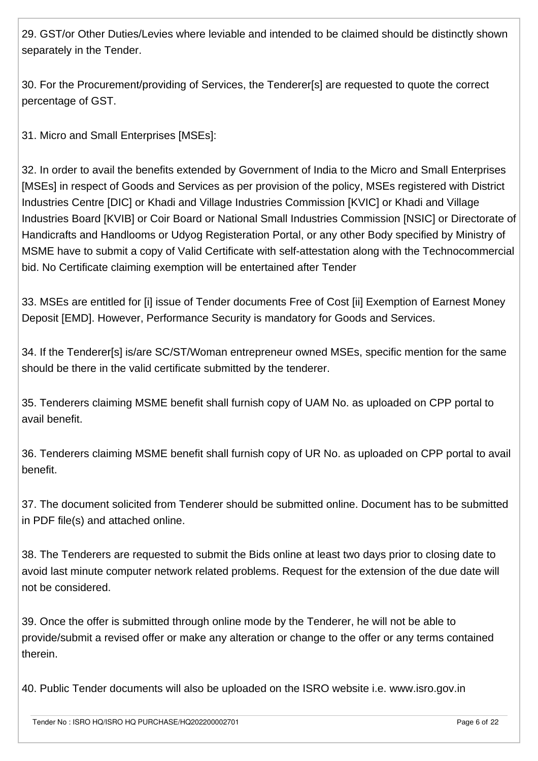29. GST/or Other Duties/Levies where leviable and intended to be claimed should be distinctly shown separately in the Tender.

30. For the Procurement/providing of Services, the Tenderer[s] are requested to quote the correct percentage of GST.

31. Micro and Small Enterprises [MSEs]:

32. In order to avail the benefits extended by Government of India to the Micro and Small Enterprises [MSEs] in respect of Goods and Services as per provision of the policy, MSEs registered with District Industries Centre [DIC] or Khadi and Village Industries Commission [KVIC] or Khadi and Village Industries Board [KVIB] or Coir Board or National Small Industries Commission [NSIC] or Directorate of Handicrafts and Handlooms or Udyog Registeration Portal, or any other Body specified by Ministry of MSME have to submit a copy of Valid Certificate with self-attestation along with the Technocommercial bid. No Certificate claiming exemption will be entertained after Tender

33. MSEs are entitled for [i] issue of Tender documents Free of Cost [ii] Exemption of Earnest Money Deposit [EMD]. However, Performance Security is mandatory for Goods and Services.

34. If the Tenderer[s] is/are SC/ST/Woman entrepreneur owned MSEs, specific mention for the same should be there in the valid certificate submitted by the tenderer.

35. Tenderers claiming MSME benefit shall furnish copy of UAM No. as uploaded on CPP portal to avail benefit.

36. Tenderers claiming MSME benefit shall furnish copy of UR No. as uploaded on CPP portal to avail benefit.

37. The document solicited from Tenderer should be submitted online. Document has to be submitted in PDF file(s) and attached online.

38. The Tenderers are requested to submit the Bids online at least two days prior to closing date to avoid last minute computer network related problems. Request for the extension of the due date will not be considered.

39. Once the offer is submitted through online mode by the Tenderer, he will not be able to provide/submit a revised offer or make any alteration or change to the offer or any terms contained therein.

40. Public Tender documents will also be uploaded on the ISRO website i.e. www.isro.gov.in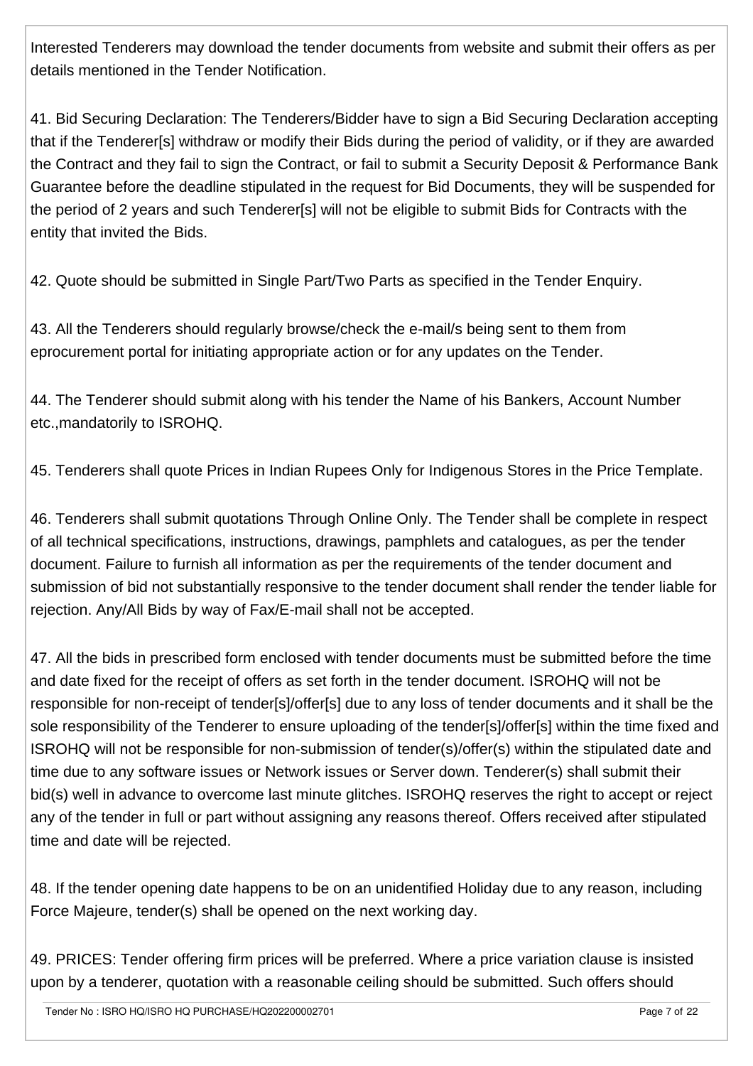Interested Tenderers may download the tender documents from website and submit their offers as per details mentioned in the Tender Notification.

41. Bid Securing Declaration: The Tenderers/Bidder have to sign a Bid Securing Declaration accepting that if the Tenderer[s] withdraw or modify their Bids during the period of validity, or if they are awarded the Contract and they fail to sign the Contract, or fail to submit a Security Deposit & Performance Bank Guarantee before the deadline stipulated in the request for Bid Documents, they will be suspended for the period of 2 years and such Tenderer[s] will not be eligible to submit Bids for Contracts with the entity that invited the Bids.

42. Quote should be submitted in Single Part/Two Parts as specified in the Tender Enquiry.

43. All the Tenderers should regularly browse/check the e-mail/s being sent to them from eprocurement portal for initiating appropriate action or for any updates on the Tender.

44. The Tenderer should submit along with his tender the Name of his Bankers, Account Number etc.,mandatorily to ISROHQ.

45. Tenderers shall quote Prices in Indian Rupees Only for Indigenous Stores in the Price Template.

46. Tenderers shall submit quotations Through Online Only. The Tender shall be complete in respect of all technical specifications, instructions, drawings, pamphlets and catalogues, as per the tender document. Failure to furnish all information as per the requirements of the tender document and submission of bid not substantially responsive to the tender document shall render the tender liable for rejection. Any/All Bids by way of Fax/E-mail shall not be accepted.

47. All the bids in prescribed form enclosed with tender documents must be submitted before the time and date fixed for the receipt of offers as set forth in the tender document. ISROHQ will not be responsible for non-receipt of tender[s]/offer[s] due to any loss of tender documents and it shall be the sole responsibility of the Tenderer to ensure uploading of the tender[s]/offer[s] within the time fixed and ISROHQ will not be responsible for non-submission of tender(s)/offer(s) within the stipulated date and time due to any software issues or Network issues or Server down. Tenderer(s) shall submit their bid(s) well in advance to overcome last minute glitches. ISROHQ reserves the right to accept or reject any of the tender in full or part without assigning any reasons thereof. Offers received after stipulated time and date will be rejected.

48. If the tender opening date happens to be on an unidentified Holiday due to any reason, including Force Majeure, tender(s) shall be opened on the next working day.

49. PRICES: Tender offering firm prices will be preferred. Where a price variation clause is insisted upon by a tenderer, quotation with a reasonable ceiling should be submitted. Such offers should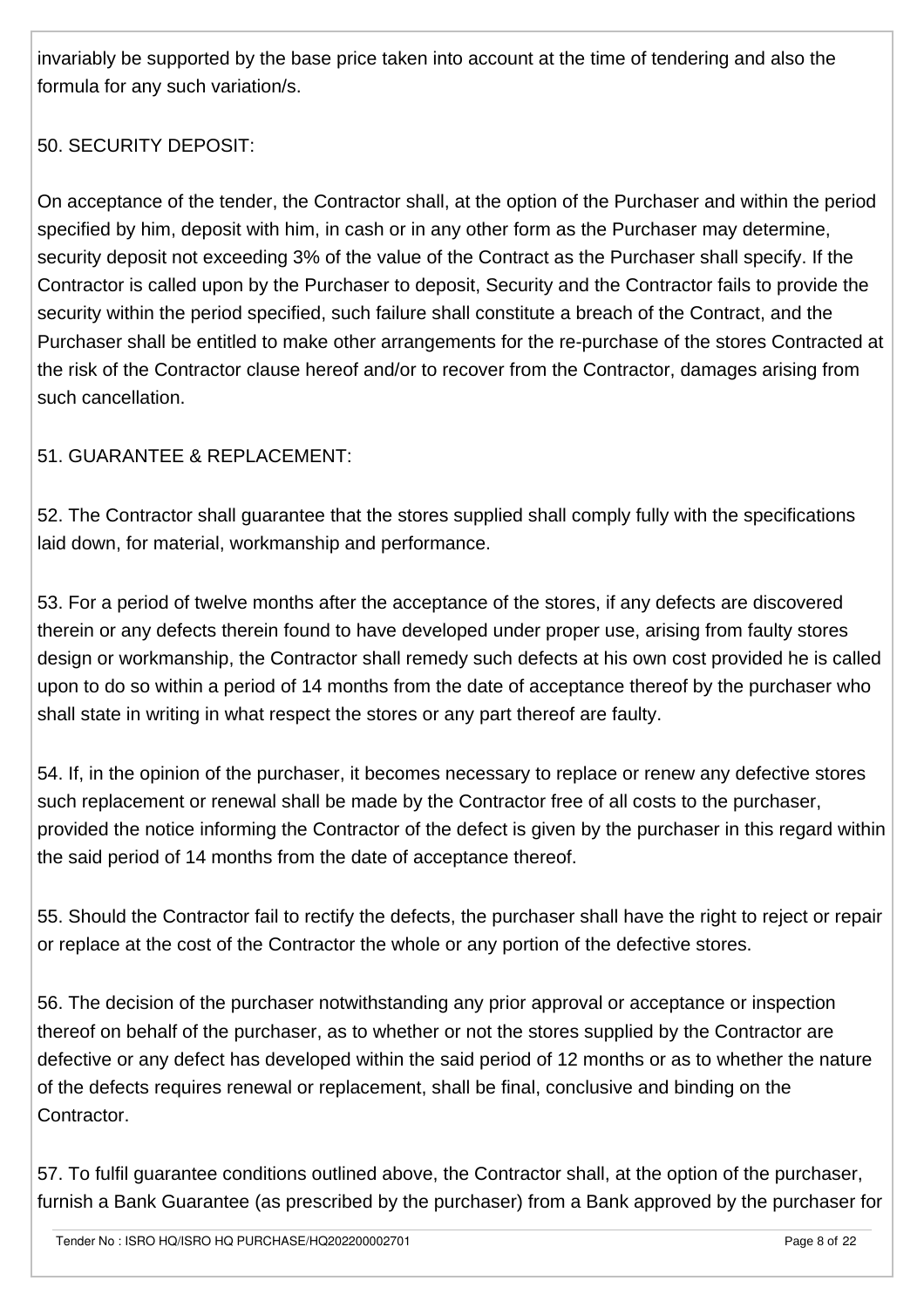invariably be supported by the base price taken into account at the time of tendering and also the formula for any such variation/s.

50. SECURITY DEPOSIT:

On acceptance of the tender, the Contractor shall, at the option of the Purchaser and within the period specified by him, deposit with him, in cash or in any other form as the Purchaser may determine, security deposit not exceeding 3% of the value of the Contract as the Purchaser shall specify. If the Contractor is called upon by the Purchaser to deposit, Security and the Contractor fails to provide the security within the period specified, such failure shall constitute a breach of the Contract, and the Purchaser shall be entitled to make other arrangements for the re-purchase of the stores Contracted at the risk of the Contractor clause hereof and/or to recover from the Contractor, damages arising from such cancellation.

51. GUARANTEE & REPLACEMENT:

52. The Contractor shall guarantee that the stores supplied shall comply fully with the specifications laid down, for material, workmanship and performance.

53. For a period of twelve months after the acceptance of the stores, if any defects are discovered therein or any defects therein found to have developed under proper use, arising from faulty stores design or workmanship, the Contractor shall remedy such defects at his own cost provided he is called upon to do so within a period of 14 months from the date of acceptance thereof by the purchaser who shall state in writing in what respect the stores or any part thereof are faulty.

54. If, in the opinion of the purchaser, it becomes necessary to replace or renew any defective stores such replacement or renewal shall be made by the Contractor free of all costs to the purchaser, provided the notice informing the Contractor of the defect is given by the purchaser in this regard within the said period of 14 months from the date of acceptance thereof.

55. Should the Contractor fail to rectify the defects, the purchaser shall have the right to reject or repair or replace at the cost of the Contractor the whole or any portion of the defective stores.

56. The decision of the purchaser notwithstanding any prior approval or acceptance or inspection thereof on behalf of the purchaser, as to whether or not the stores supplied by the Contractor are defective or any defect has developed within the said period of 12 months or as to whether the nature of the defects requires renewal or replacement, shall be final, conclusive and binding on the Contractor.

57. To fulfil guarantee conditions outlined above, the Contractor shall, at the option of the purchaser, furnish a Bank Guarantee (as prescribed by the purchaser) from a Bank approved by the purchaser for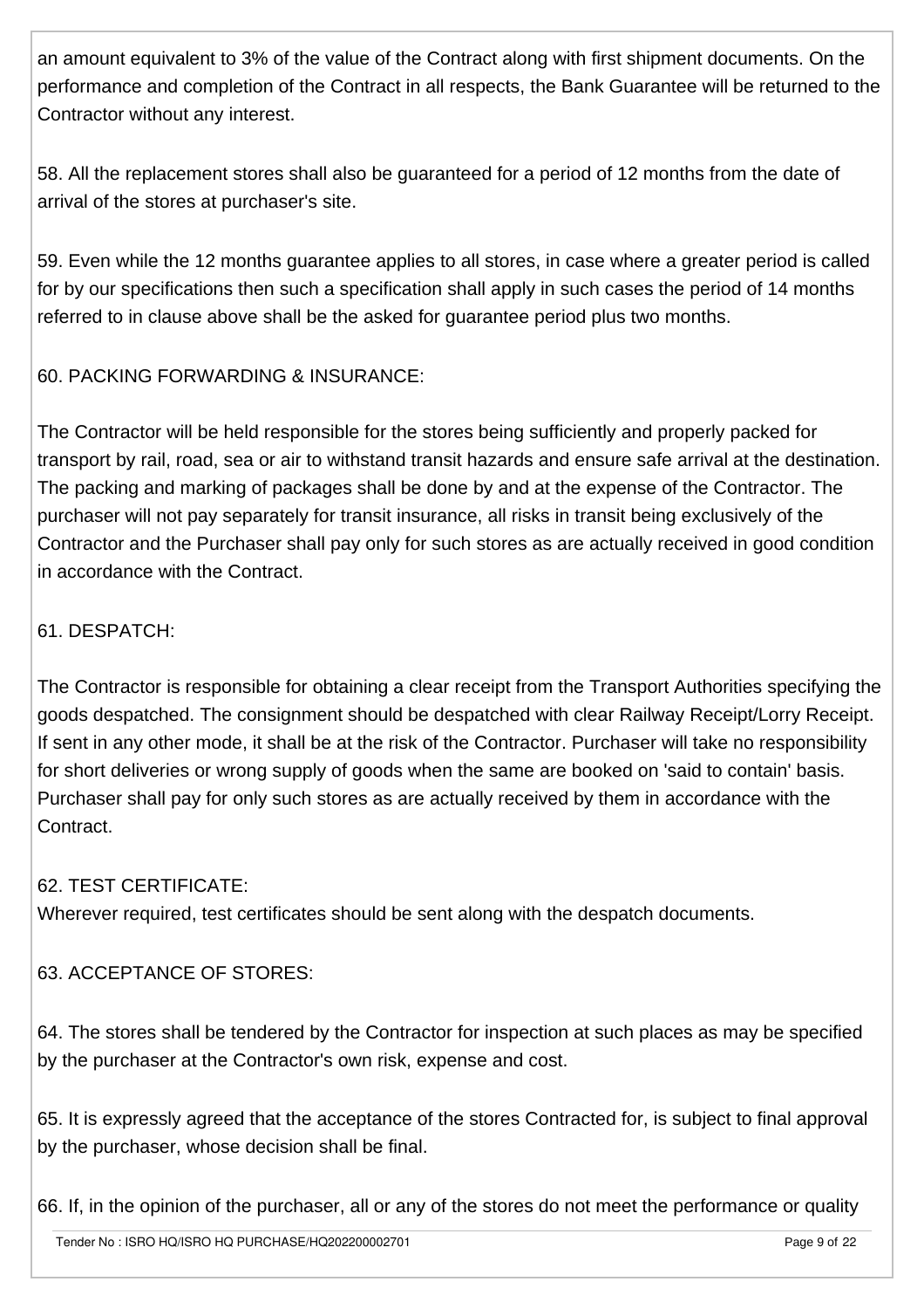an amount equivalent to 3% of the value of the Contract along with first shipment documents. On the performance and completion of the Contract in all respects, the Bank Guarantee will be returned to the Contractor without any interest.

58. All the replacement stores shall also be guaranteed for a period of 12 months from the date of arrival of the stores at purchaser's site.

59. Even while the 12 months guarantee applies to all stores, in case where a greater period is called for by our specifications then such a specification shall apply in such cases the period of 14 months referred to in clause above shall be the asked for guarantee period plus two months.

60. PACKING FORWARDING & INSURANCE:

The Contractor will be held responsible for the stores being sufficiently and properly packed for transport by rail, road, sea or air to withstand transit hazards and ensure safe arrival at the destination. The packing and marking of packages shall be done by and at the expense of the Contractor. The purchaser will not pay separately for transit insurance, all risks in transit being exclusively of the Contractor and the Purchaser shall pay only for such stores as are actually received in good condition in accordance with the Contract.

61. DESPATCH:

The Contractor is responsible for obtaining a clear receipt from the Transport Authorities specifying the goods despatched. The consignment should be despatched with clear Railway Receipt/Lorry Receipt. If sent in any other mode, it shall be at the risk of the Contractor. Purchaser will take no responsibility for short deliveries or wrong supply of goods when the same are booked on 'said to contain' basis. Purchaser shall pay for only such stores as are actually received by them in accordance with the Contract.

62. TEST CERTIFICATE:
Wherever required, test certificates should be sent along with the despatch documents.

63. ACCEPTANCE OF STORES:

64. The stores shall be tendered by the Contractor for inspection at such places as may be specified by the purchaser at the Contractor's own risk, expense and cost.

65. It is expressly agreed that the acceptance of the stores Contracted for, is subject to final approval by the purchaser, whose decision shall be final.

66. If, in the opinion of the purchaser, all or any of the stores do not meet the performance or quality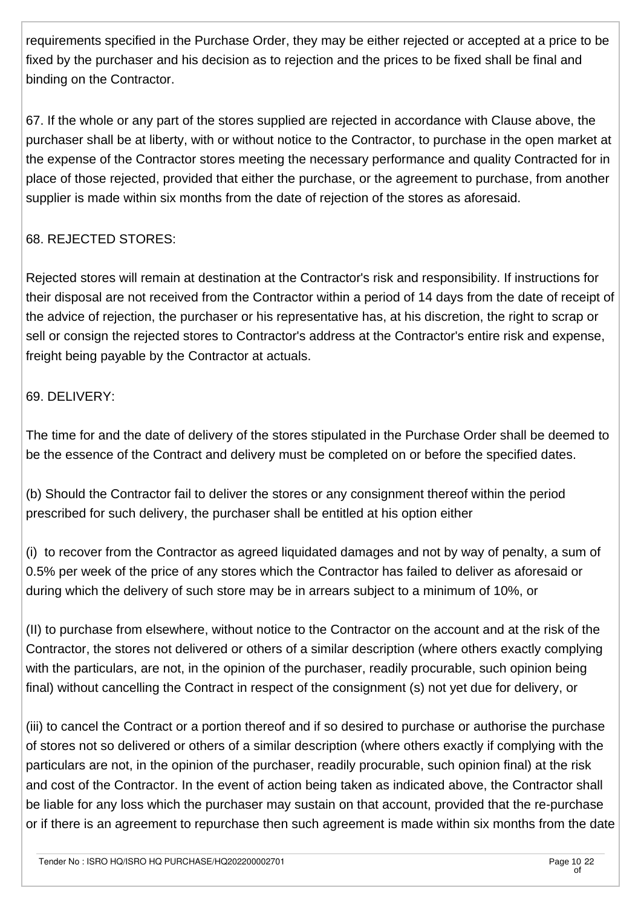requirements specified in the Purchase Order, they may be either rejected or accepted at a price to be fixed by the purchaser and his decision as to rejection and the prices to be fixed shall be final and binding on the Contractor.

67. If the whole or any part of the stores supplied are rejected in accordance with Clause above, the purchaser shall be at liberty, with or without notice to the Contractor, to purchase in the open market at the expense of the Contractor stores meeting the necessary performance and quality Contracted for in place of those rejected, provided that either the purchase, or the agreement to purchase, from another supplier is made within six months from the date of rejection of the stores as aforesaid.

68. REJECTED STORES:

Rejected stores will remain at destination at the Contractor's risk and responsibility. If instructions for their disposal are not received from the Contractor within a period of 14 days from the date of receipt of the advice of rejection, the purchaser or his representative has, at his discretion, the right to scrap or sell or consign the rejected stores to Contractor's address at the Contractor's entire risk and expense, freight being payable by the Contractor at actuals.

69. DELIVERY:

The time for and the date of delivery of the stores stipulated in the Purchase Order shall be deemed to be the essence of the Contract and delivery must be completed on or before the specified dates.

(b) Should the Contractor fail to deliver the stores or any consignment thereof within the period prescribed for such delivery, the purchaser shall be entitled at his option either

(i) to recover from the Contractor as agreed liquidated damages and not by way of penalty, a sum of 0.5% per week of the price of any stores which the Contractor has failed to deliver as aforesaid or during which the delivery of such store may be in arrears subject to a minimum of 10%, or

(II) to purchase from elsewhere, without notice to the Contractor on the account and at the risk of the Contractor, the stores not delivered or others of a similar description (where others exactly complying with the particulars, are not, in the opinion of the purchaser, readily procurable, such opinion being final) without cancelling the Contract in respect of the consignment (s) not yet due for delivery, or

(iii) to cancel the Contract or a portion thereof and if so desired to purchase or authorise the purchase of stores not so delivered or others of a similar description (where others exactly if complying with the particulars are not, in the opinion of the purchaser, readily procurable, such opinion final) at the risk and cost of the Contractor. In the event of action being taken as indicated above, the Contractor shall be liable for any loss which the purchaser may sustain on that account, provided that the re-purchase or if there is an agreement to repurchase then such agreement is made within six months from the date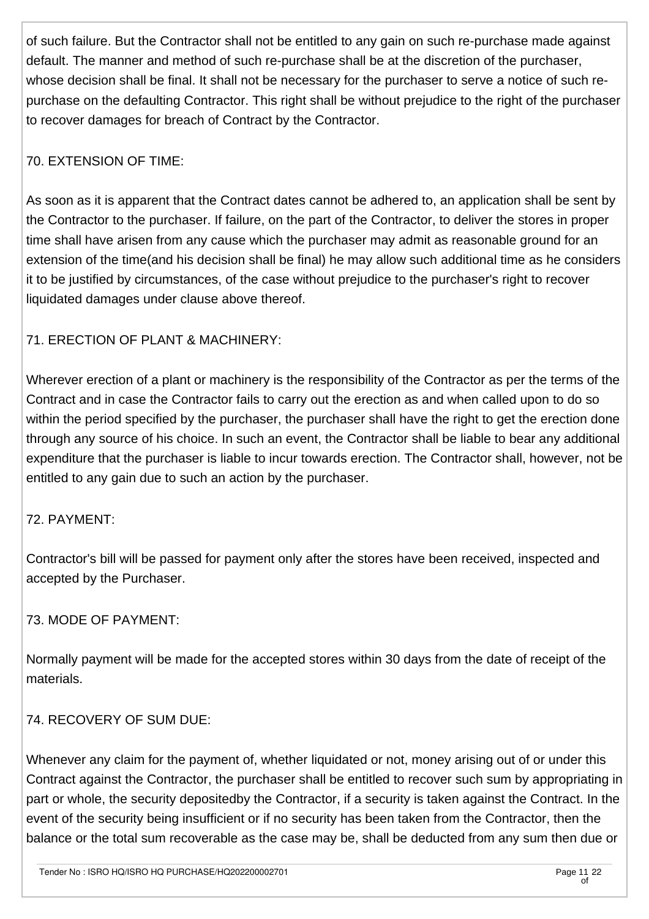of such failure. But the Contractor shall not be entitled to any gain on such re-purchase made against default. The manner and method of such re-purchase shall be at the discretion of the purchaser, whose decision shall be final. It shall not be necessary for the purchaser to serve a notice of such re-purchase on the defaulting Contractor. This right shall be without prejudice to the right of the purchaser to recover damages for breach of Contract by the Contractor.

70. EXTENSION OF TIME:

As soon as it is apparent that the Contract dates cannot be adhered to, an application shall be sent by the Contractor to the purchaser. If failure, on the part of the Contractor, to deliver the stores in proper time shall have arisen from any cause which the purchaser may admit as reasonable ground for an extension of the time(and his decision shall be final) he may allow such additional time as he considers it to be justified by circumstances, of the case without prejudice to the purchaser's right to recover liquidated damages under clause above thereof.

71. ERECTION OF PLANT & MACHINERY:

Wherever erection of a plant or machinery is the responsibility of the Contractor as per the terms of the Contract and in case the Contractor fails to carry out the erection as and when called upon to do so within the period specified by the purchaser, the purchaser shall have the right to get the erection done through any source of his choice. In such an event, the Contractor shall be liable to bear any additional expenditure that the purchaser is liable to incur towards erection. The Contractor shall, however, not be entitled to any gain due to such an action by the purchaser.

72. PAYMENT:

Contractor's bill will be passed for payment only after the stores have been received, inspected and accepted by the Purchaser.

73. MODE OF PAYMENT:

Normally payment will be made for the accepted stores within 30 days from the date of receipt of the materials.

74. RECOVERY OF SUM DUE:

Whenever any claim for the payment of, whether liquidated or not, money arising out of or under this Contract against the Contractor, the purchaser shall be entitled to recover such sum by appropriating in part or whole, the security depositedby the Contractor, if a security is taken against the Contract. In the event of the security being insufficient or if no security has been taken from the Contractor, then the balance or the total sum recoverable as the case may be, shall be deducted from any sum then due or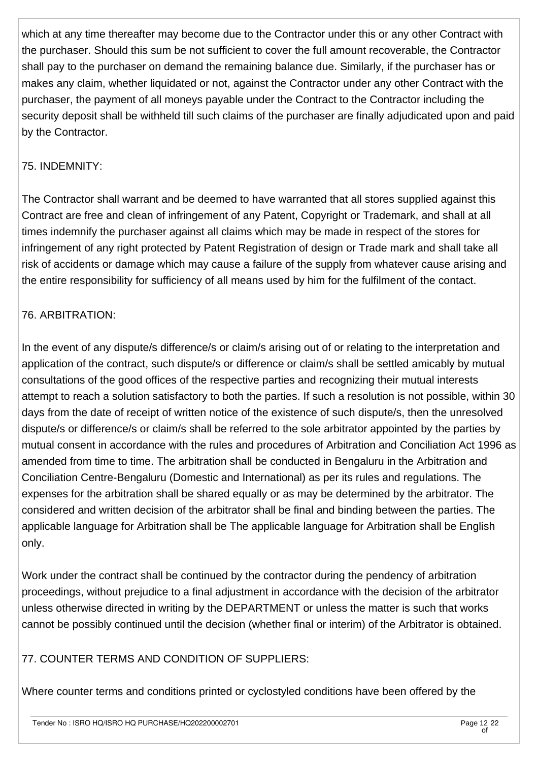which at any time thereafter may become due to the Contractor under this or any other Contract with the purchaser. Should this sum be not sufficient to cover the full amount recoverable, the Contractor shall pay to the purchaser on demand the remaining balance due. Similarly, if the purchaser has or makes any claim, whether liquidated or not, against the Contractor under any other Contract with the purchaser, the payment of all moneys payable under the Contract to the Contractor including the security deposit shall be withheld till such claims of the purchaser are finally adjudicated upon and paid by the Contractor.

75. INDEMNITY:

The Contractor shall warrant and be deemed to have warranted that all stores supplied against this Contract are free and clean of infringement of any Patent, Copyright or Trademark, and shall at all times indemnify the purchaser against all claims which may be made in respect of the stores for infringement of any right protected by Patent Registration of design or Trade mark and shall take all risk of accidents or damage which may cause a failure of the supply from whatever cause arising and the entire responsibility for sufficiency of all means used by him for the fulfilment of the contact.

76. ARBITRATION:

In the event of any dispute/s difference/s or claim/s arising out of or relating to the interpretation and application of the contract, such dispute/s or difference or claim/s shall be settled amicably by mutual consultations of the good offices of the respective parties and recognizing their mutual interests attempt to reach a solution satisfactory to both the parties. If such a resolution is not possible, within 30 days from the date of receipt of written notice of the existence of such dispute/s, then the unresolved dispute/s or difference/s or claim/s shall be referred to the sole arbitrator appointed by the parties by mutual consent in accordance with the rules and procedures of Arbitration and Conciliation Act 1996 as amended from time to time. The arbitration shall be conducted in Bengaluru in the Arbitration and Conciliation Centre-Bengaluru (Domestic and International) as per its rules and regulations. The expenses for the arbitration shall be shared equally or as may be determined by the arbitrator. The considered and written decision of the arbitrator shall be final and binding between the parties. The applicable language for Arbitration shall be The applicable language for Arbitration shall be English only.

Work under the contract shall be continued by the contractor during the pendency of arbitration proceedings, without prejudice to a final adjustment in accordance with the decision of the arbitrator unless otherwise directed in writing by the DEPARTMENT or unless the matter is such that works cannot be possibly continued until the decision (whether final or interim) of the Arbitrator is obtained.

77. COUNTER TERMS AND CONDITION OF SUPPLIERS:

Where counter terms and conditions printed or cyclostyled conditions have been offered by the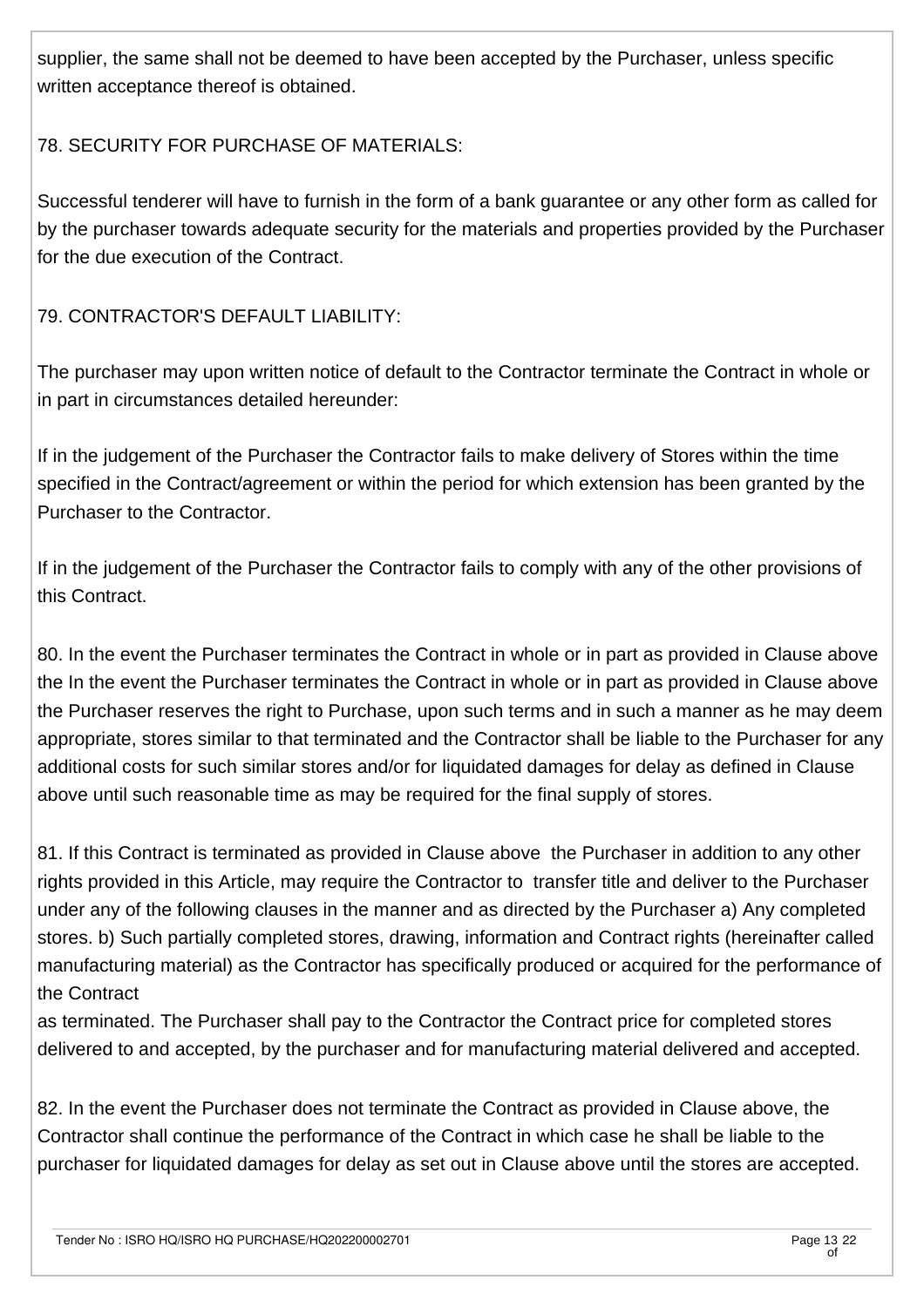supplier, the same shall not be deemed to have been accepted by the Purchaser, unless specific written acceptance thereof is obtained.

78. SECURITY FOR PURCHASE OF MATERIALS:

Successful tenderer will have to furnish in the form of a bank guarantee or any other form as called for by the purchaser towards adequate security for the materials and properties provided by the Purchaser for the due execution of the Contract.

79. CONTRACTOR'S DEFAULT LIABILITY:

The purchaser may upon written notice of default to the Contractor terminate the Contract in whole or in part in circumstances detailed hereunder:

If in the judgement of the Purchaser the Contractor fails to make delivery of Stores within the time specified in the Contract/agreement or within the period for which extension has been granted by the Purchaser to the Contractor.

If in the judgement of the Purchaser the Contractor fails to comply with any of the other provisions of this Contract.

80. In the event the Purchaser terminates the Contract in whole or in part as provided in Clause above the In the event the Purchaser terminates the Contract in whole or in part as provided in Clause above the Purchaser reserves the right to Purchase, upon such terms and in such a manner as he may deem appropriate, stores similar to that terminated and the Contractor shall be liable to the Purchaser for any additional costs for such similar stores and/or for liquidated damages for delay as defined in Clause above until such reasonable time as may be required for the final supply of stores.

81. If this Contract is terminated as provided in Clause above the Purchaser in addition to any other rights provided in this Article, may require the Contractor to transfer title and deliver to the Purchaser under any of the following clauses in the manner and as directed by the Purchaser a) Any completed stores. b) Such partially completed stores, drawing, information and Contract rights (hereinafter called manufacturing material) as the Contractor has specifically produced or acquired for the performance of the Contract
as terminated. The Purchaser shall pay to the Contractor the Contract price for completed stores delivered to and accepted, by the purchaser and for manufacturing material delivered and accepted.

82. In the event the Purchaser does not terminate the Contract as provided in Clause above, the Contractor shall continue the performance of the Contract in which case he shall be liable to the purchaser for liquidated damages for delay as set out in Clause above until the stores are accepted.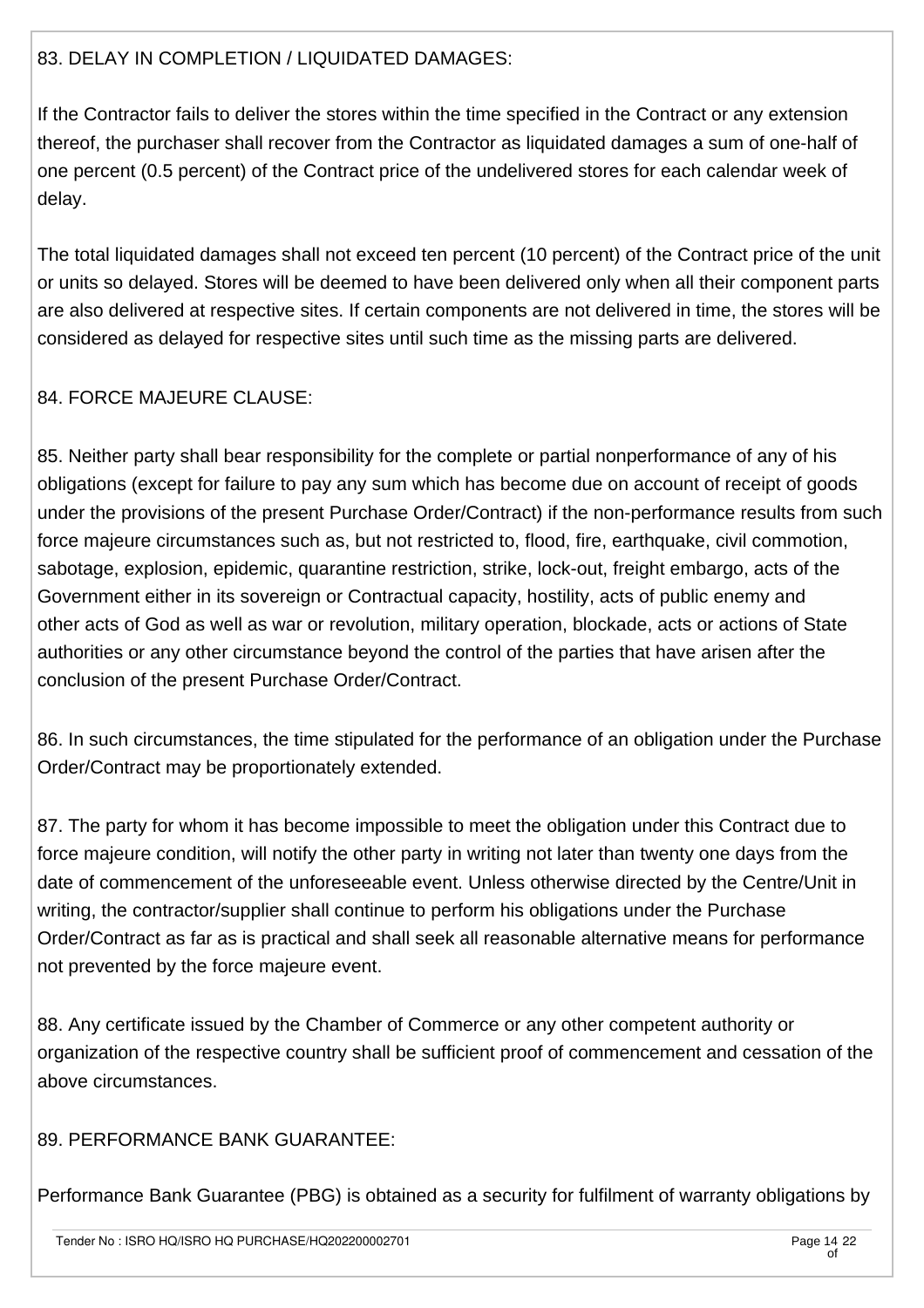83. DELAY IN COMPLETION / LIQUIDATED DAMAGES:

If the Contractor fails to deliver the stores within the time specified in the Contract or any extension thereof, the purchaser shall recover from the Contractor as liquidated damages a sum of one-half of one percent (0.5 percent) of the Contract price of the undelivered stores for each calendar week of delay.

The total liquidated damages shall not exceed ten percent (10 percent) of the Contract price of the unit or units so delayed. Stores will be deemed to have been delivered only when all their component parts are also delivered at respective sites. If certain components are not delivered in time, the stores will be considered as delayed for respective sites until such time as the missing parts are delivered.

84. FORCE MAJEURE CLAUSE:

85. Neither party shall bear responsibility for the complete or partial nonperformance of any of his obligations (except for failure to pay any sum which has become due on account of receipt of goods under the provisions of the present Purchase Order/Contract) if the non-performance results from such force majeure circumstances such as, but not restricted to, flood, fire, earthquake, civil commotion, sabotage, explosion, epidemic, quarantine restriction, strike, lock-out, freight embargo, acts of the Government either in its sovereign or Contractual capacity, hostility, acts of public enemy and other acts of God as well as war or revolution, military operation, blockade, acts or actions of State authorities or any other circumstance beyond the control of the parties that have arisen after the conclusion of the present Purchase Order/Contract.

86. In such circumstances, the time stipulated for the performance of an obligation under the Purchase Order/Contract may be proportionately extended.

87. The party for whom it has become impossible to meet the obligation under this Contract due to force majeure condition, will notify the other party in writing not later than twenty one days from the date of commencement of the unforeseeable event. Unless otherwise directed by the Centre/Unit in writing, the contractor/supplier shall continue to perform his obligations under the Purchase Order/Contract as far as is practical and shall seek all reasonable alternative means for performance not prevented by the force majeure event.

88. Any certificate issued by the Chamber of Commerce or any other competent authority or organization of the respective country shall be sufficient proof of commencement and cessation of the above circumstances.

89. PERFORMANCE BANK GUARANTEE:

Performance Bank Guarantee (PBG) is obtained as a security for fulfilment of warranty obligations by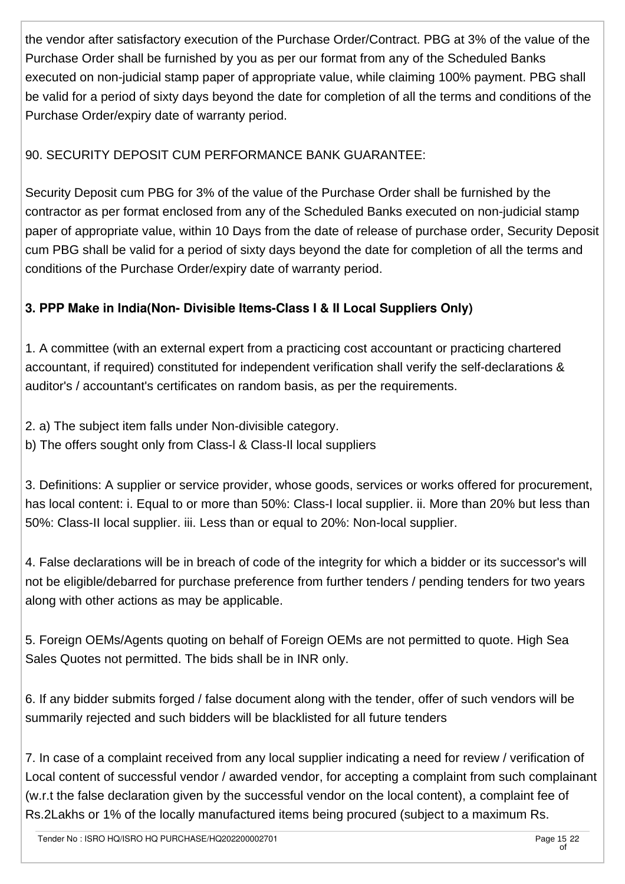the vendor after satisfactory execution of the Purchase Order/Contract. PBG at 3% of the value of the Purchase Order shall be furnished by you as per our format from any of the Scheduled Banks executed on non-judicial stamp paper of appropriate value, while claiming 100% payment. PBG shall be valid for a period of sixty days beyond the date for completion of all the terms and conditions of the Purchase Order/expiry date of warranty period.

90. SECURITY DEPOSIT CUM PERFORMANCE BANK GUARANTEE:

Security Deposit cum PBG for 3% of the value of the Purchase Order shall be furnished by the contractor as per format enclosed from any of the Scheduled Banks executed on non-judicial stamp paper of appropriate value, within 10 Days from the date of release of purchase order, Security Deposit cum PBG shall be valid for a period of sixty days beyond the date for completion of all the terms and conditions of the Purchase Order/expiry date of warranty period.

**3. PPP Make in India(Non- Divisible Items-Class I & II Local Suppliers Only)**

1. A committee (with an external expert from a practicing cost accountant or practicing chartered accountant, if required) constituted for independent verification shall verify the self-declarations & auditor's / accountant's certificates on random basis, as per the requirements.

2. a) The subject item falls under Non-divisible category.
b) The offers sought only from Class-I & Class-II local suppliers

3. Definitions: A supplier or service provider, whose goods, services or works offered for procurement, has local content: i. Equal to or more than 50%: Class-I local supplier. ii. More than 20% but less than 50%: Class-II local supplier. iii. Less than or equal to 20%: Non-local supplier.

4. False declarations will be in breach of code of the integrity for which a bidder or its successor's will not be eligible/debarred for purchase preference from further tenders / pending tenders for two years along with other actions as may be applicable.

5. Foreign OEMs/Agents quoting on behalf of Foreign OEMs are not permitted to quote. High Sea Sales Quotes not permitted. The bids shall be in INR only.

6. If any bidder submits forged / false document along with the tender, offer of such vendors will be summarily rejected and such bidders will be blacklisted for all future tenders

7. In case of a complaint received from any local supplier indicating a need for review / verification of Local content of successful vendor / awarded vendor, for accepting a complaint from such complainant (w.r.t the false declaration given by the successful vendor on the local content), a complaint fee of Rs.2Lakhs or 1% of the locally manufactured items being procured (subject to a maximum Rs.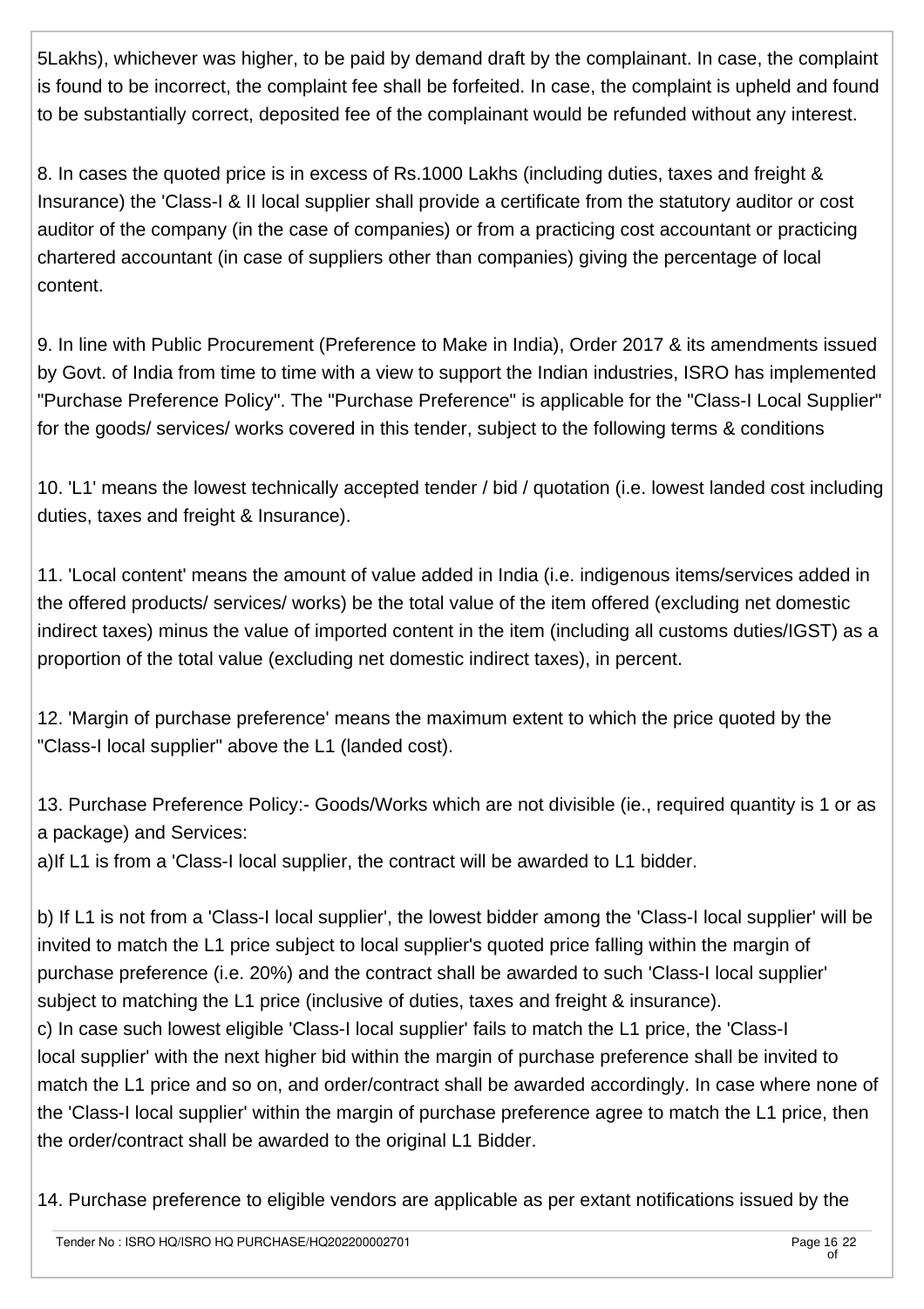5Lakhs), whichever was higher, to be paid by demand draft by the complainant. In case, the complaint is found to be incorrect, the complaint fee shall be forfeited. In case, the complaint is upheld and found to be substantially correct, deposited fee of the complainant would be refunded without any interest.

8. In cases the quoted price is in excess of Rs.1000 Lakhs (including duties, taxes and freight & Insurance) the 'Class-I & II local supplier shall provide a certificate from the statutory auditor or cost auditor of the company (in the case of companies) or from a practicing cost accountant or practicing chartered accountant (in case of suppliers other than companies) giving the percentage of local content.

9. In line with Public Procurement (Preference to Make in India), Order 2017 & its amendments issued by Govt. of India from time to time with a view to support the Indian industries, ISRO has implemented "Purchase Preference Policy". The "Purchase Preference" is applicable for the "Class-I Local Supplier" for the goods/ services/ works covered in this tender, subject to the following terms & conditions

10. 'L1' means the lowest technically accepted tender / bid / quotation (i.e. lowest landed cost including duties, taxes and freight & Insurance).

11. 'Local content' means the amount of value added in India (i.e. indigenous items/services added in the offered products/ services/ works) be the total value of the item offered (excluding net domestic indirect taxes) minus the value of imported content in the item (including all customs duties/IGST) as a proportion of the total value (excluding net domestic indirect taxes), in percent.

12. 'Margin of purchase preference' means the maximum extent to which the price quoted by the "Class-I local supplier" above the L1 (landed cost).

13. Purchase Preference Policy:- Goods/Works which are not divisible (ie., required quantity is 1 or as a package) and Services:

a)If L1 is from a 'Class-I local supplier, the contract will be awarded to L1 bidder.

b) If L1 is not from a 'Class-I local supplier', the lowest bidder among the 'Class-I local supplier' will be invited to match the L1 price subject to local supplier's quoted price falling within the margin of purchase preference (i.e. 20%) and the contract shall be awarded to such 'Class-I local supplier' subject to matching the L1 price (inclusive of duties, taxes and freight & insurance).

c) In case such lowest eligible 'Class-I local supplier' fails to match the L1 price, the 'Class-I local supplier' with the next higher bid within the margin of purchase preference shall be invited to match the L1 price and so on, and order/contract shall be awarded accordingly. In case where none of the 'Class-I local supplier' within the margin of purchase preference agree to match the L1 price, then the order/contract shall be awarded to the original L1 Bidder.

14. Purchase preference to eligible vendors are applicable as per extant notifications issued by the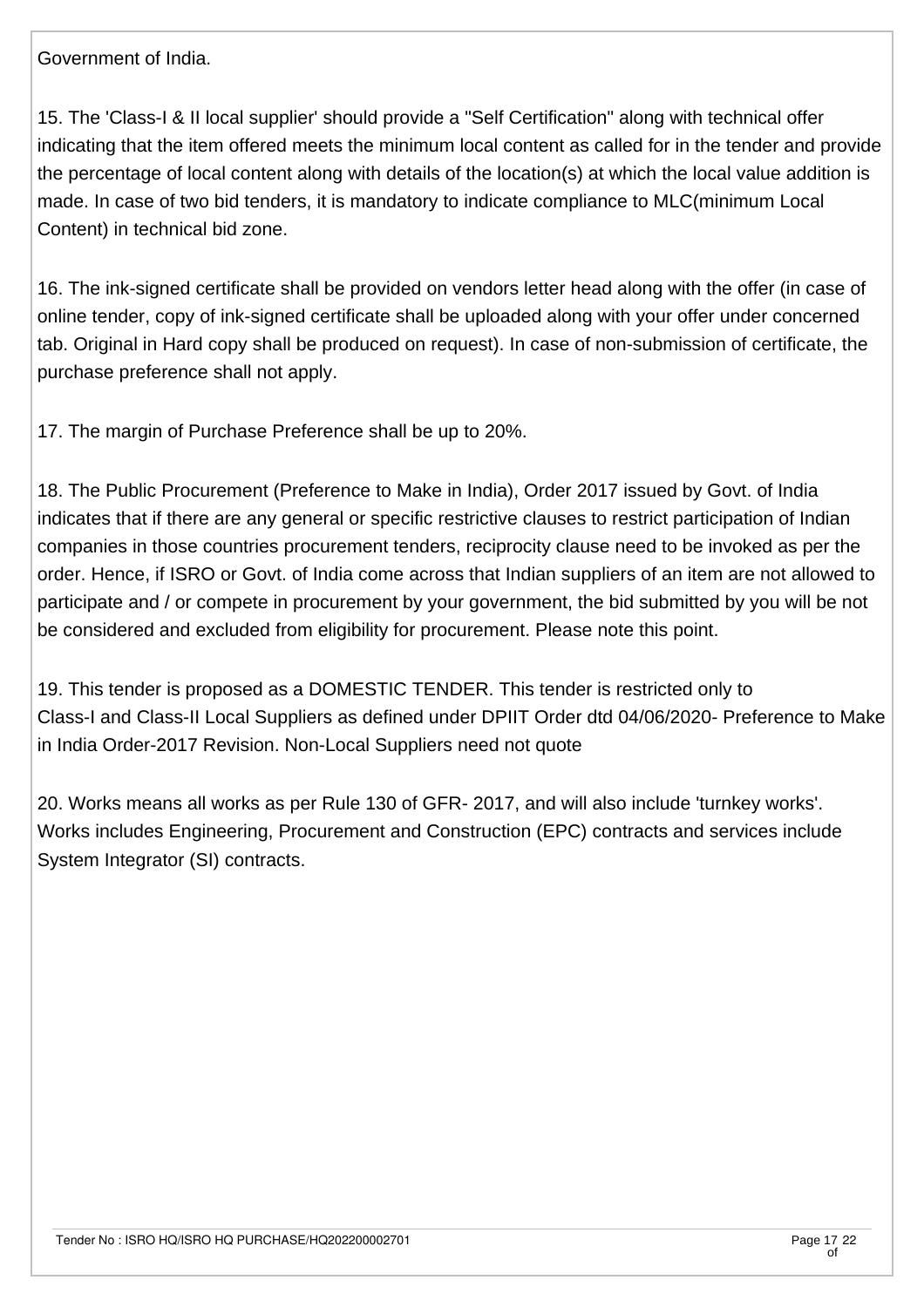Government of India.

15. The 'Class-I & II local supplier' should provide a "Self Certification" along with technical offer indicating that the item offered meets the minimum local content as called for in the tender and provide the percentage of local content along with details of the location(s) at which the local value addition is made. In case of two bid tenders, it is mandatory to indicate compliance to MLC(minimum Local Content) in technical bid zone.

16. The ink-signed certificate shall be provided on vendors letter head along with the offer (in case of online tender, copy of ink-signed certificate shall be uploaded along with your offer under concerned tab. Original in Hard copy shall be produced on request). In case of non-submission of certificate, the purchase preference shall not apply.

17. The margin of Purchase Preference shall be up to 20%.

18. The Public Procurement (Preference to Make in India), Order 2017 issued by Govt. of India indicates that if there are any general or specific restrictive clauses to restrict participation of Indian companies in those countries procurement tenders, reciprocity clause need to be invoked as per the order. Hence, if ISRO or Govt. of India come across that Indian suppliers of an item are not allowed to participate and / or compete in procurement by your government, the bid submitted by you will be not be considered and excluded from eligibility for procurement. Please note this point.

19. This tender is proposed as a DOMESTIC TENDER. This tender is restricted only to Class-I and Class-II Local Suppliers as defined under DPIIT Order dtd 04/06/2020- Preference to Make in India Order-2017 Revision. Non-Local Suppliers need not quote

20. Works means all works as per Rule 130 of GFR- 2017, and will also include 'turnkey works'. Works includes Engineering, Procurement and Construction (EPC) contracts and services include System Integrator (SI) contracts.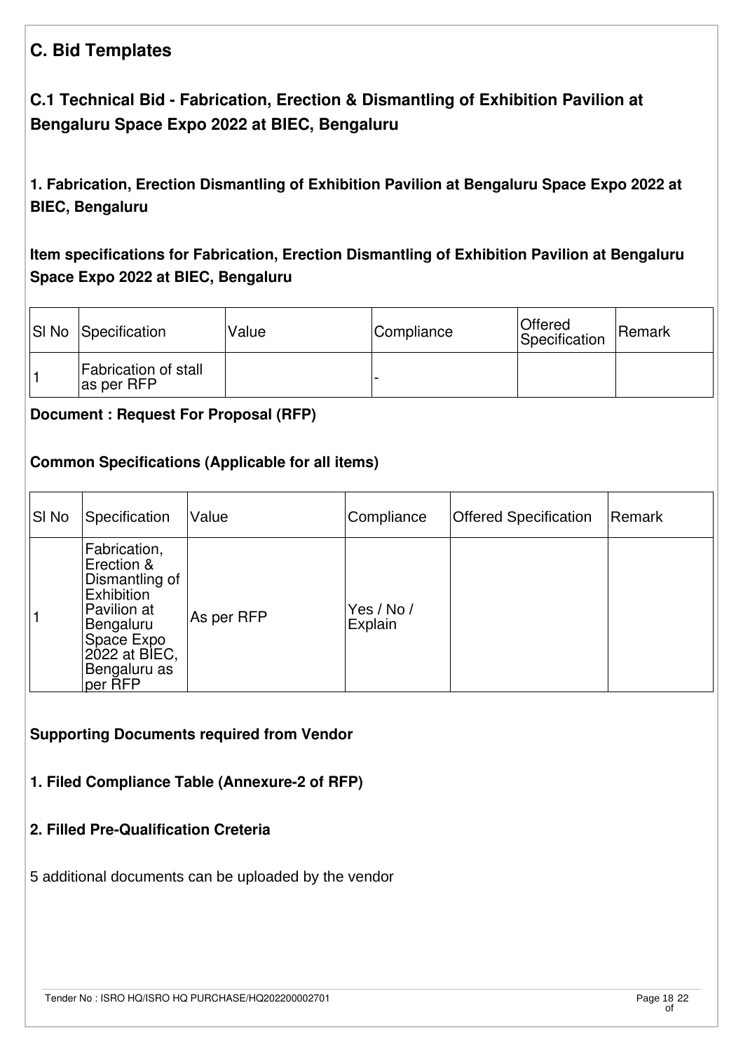## C. Bid Templates

### C.1 Technical Bid - Fabrication, Erection & Dismantling of Exhibition Pavilion at Bengaluru Space Expo 2022 at BIEC, Bengaluru

**1. Fabrication, Erection Dismantling of Exhibition Pavilion at Bengaluru Space Expo 2022 at BIEC, Bengaluru**

**Item specifications for Fabrication, Erection Dismantling of Exhibition Pavilion at Bengaluru Space Expo 2022 at BIEC, Bengaluru**

| Sl No | Specification | Value | Compliance | Offered Specification | Remark |
|---|---|---|---|---|---|
| 1 | Fabrication of stall as per RFP | | - | | |

**Document : Request For Proposal (RFP)**

**Common Specifications (Applicable for all items)**

| Sl No | Specification | Value | Compliance | Offered Specification | Remark |
|---|---|---|---|---|---|
| 1 | Fabrication, Erection & Dismantling of Exhibition Pavilion at Bengaluru Space Expo 2022 at BIEC, Bengaluru as per RFP | As per RFP | Yes / No / Explain | | |

**Supporting Documents required from Vendor**

**1. Filed Compliance Table (Annexure-2 of RFP)**

**2. Filled Pre-Qualification Creteria**

5 additional documents can be uploaded by the vendor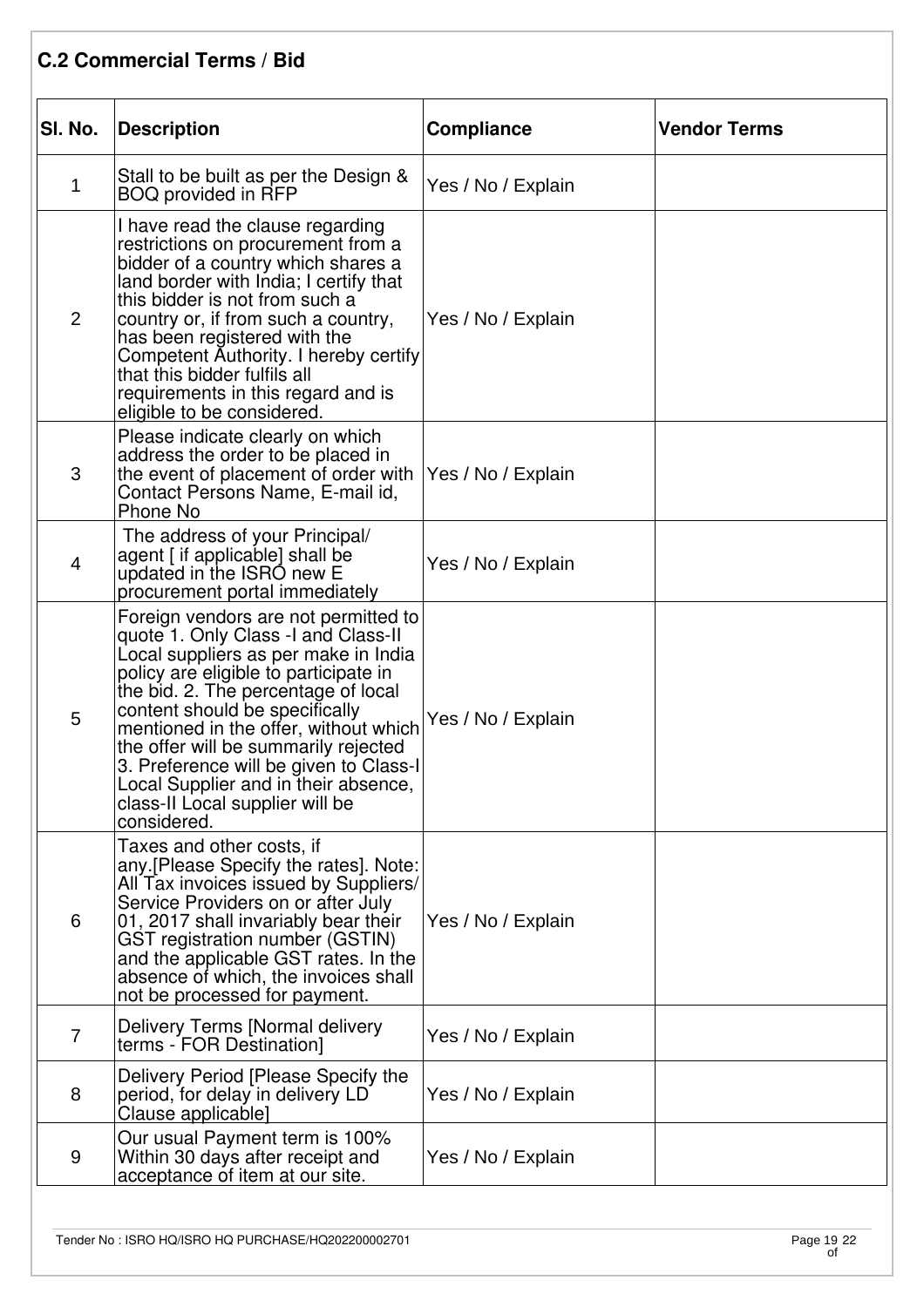## C.2 Commercial Terms / Bid

| Sl. No. | Description | Compliance | Vendor Terms |
|---|---|---|---|
| 1 | Stall to be built as per the Design & BOQ provided in RFP | Yes / No / Explain | |
| 2 | I have read the clause regarding restrictions on procurement from a bidder of a country which shares a land border with India; I certify that this bidder is not from such a country or, if from such a country, has been registered with the Competent Authority. I hereby certify that this bidder fulfils all requirements in this regard and is eligible to be considered. | Yes / No / Explain | |
| 3 | Please indicate clearly on which address the order to be placed in the event of placement of order with Contact Persons Name, E-mail id, Phone No | Yes / No / Explain | |
| 4 | The address of your Principal/ agent [ if applicable] shall be updated in the ISRO new E procurement portal immediately | Yes / No / Explain | |
| 5 | Foreign vendors are not permitted to quote 1. Only Class -I and Class-II Local suppliers as per make in India policy are eligible to participate in the bid. 2. The percentage of local content should be specifically mentioned in the offer, without which the offer will be summarily rejected 3. Preference will be given to Class-I Local Supplier and in their absence, class-II Local supplier will be considered. | Yes / No / Explain | |
| 6 | Taxes and other costs, if any.[Please Specify the rates]. Note: All Tax invoices issued by Suppliers/ Service Providers on or after July 01, 2017 shall invariably bear their GST registration number (GSTIN) and the applicable GST rates. In the absence of which, the invoices shall not be processed for payment. | Yes / No / Explain | |
| 7 | Delivery Terms [Normal delivery terms - FOR Destination] | Yes / No / Explain | |
| 8 | Delivery Period [Please Specify the period, for delay in delivery LD Clause applicable] | Yes / No / Explain | |
| 9 | Our usual Payment term is 100% Within 30 days after receipt and acceptance of item at our site. | Yes / No / Explain | |

Tender No : ISRO HQ/ISRO HQ PURCHASE/HQ202200002701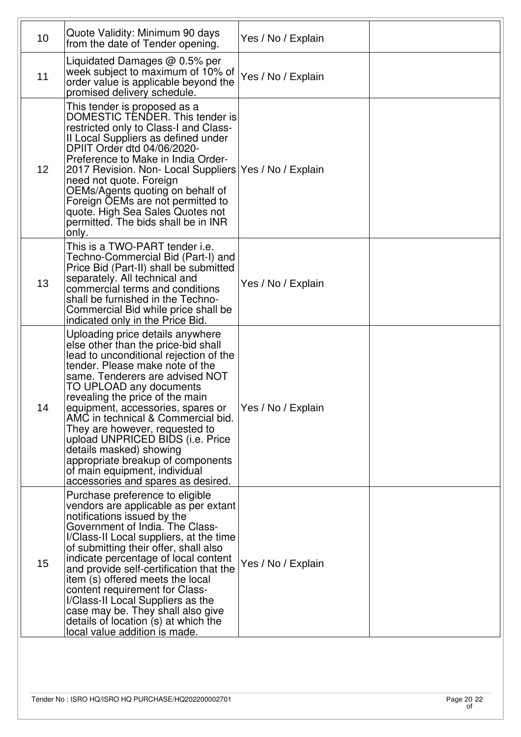| 10 | Quote Validity: Minimum 90 days from the date of Tender opening. | Yes / No / Explain | |
|---|---|---|---|
| 11 | Liquidated Damages @ 0.5% per week subject to maximum of 10% of order value is applicable beyond the promised delivery schedule. | Yes / No / Explain | |
| 12 | This tender is proposed as a DOMESTIC TENDER. This tender is restricted only to Class-I and Class-II Local Suppliers as defined under DPIIT Order dtd 04/06/2020- Preference to Make in India Order-2017 Revision. Non- Local Suppliers need not quote. Foreign OEMs/Agents quoting on behalf of Foreign OEMs are not permitted to quote. High Sea Sales Quotes not permitted. The bids shall be in INR only. | Yes / No / Explain | |
| 13 | This is a TWO-PART tender i.e. Techno-Commercial Bid (Part-I) and Price Bid (Part-II) shall be submitted separately. All technical and commercial terms and conditions shall be furnished in the Techno-Commercial Bid while price shall be indicated only in the Price Bid. | Yes / No / Explain | |
| 14 | Uploading price details anywhere else other than the price-bid shall lead to unconditional rejection of the tender. Please make note of the same. Tenderers are advised NOT TO UPLOAD any documents revealing the price of the main equipment, accessories, spares or AMC in technical & Commercial bid. They are however, requested to upload UNPRICED BIDS (i.e. Price details masked) showing appropriate breakup of components of main equipment, individual accessories and spares as desired. | Yes / No / Explain | |
| 15 | Purchase preference to eligible vendors are applicable as per extant notifications issued by the Government of India. The Class-I/Class-II Local suppliers, at the time of submitting their offer, shall also indicate percentage of local content and provide self-certification that the item (s) offered meets the local content requirement for Class-I/Class-II Local Suppliers as the case may be. They shall also give details of location (s) at which the local value addition is made. | Yes / No / Explain | |

Tender No : ISRO HQ/ISRO HQ PURCHASE/HQ202200002701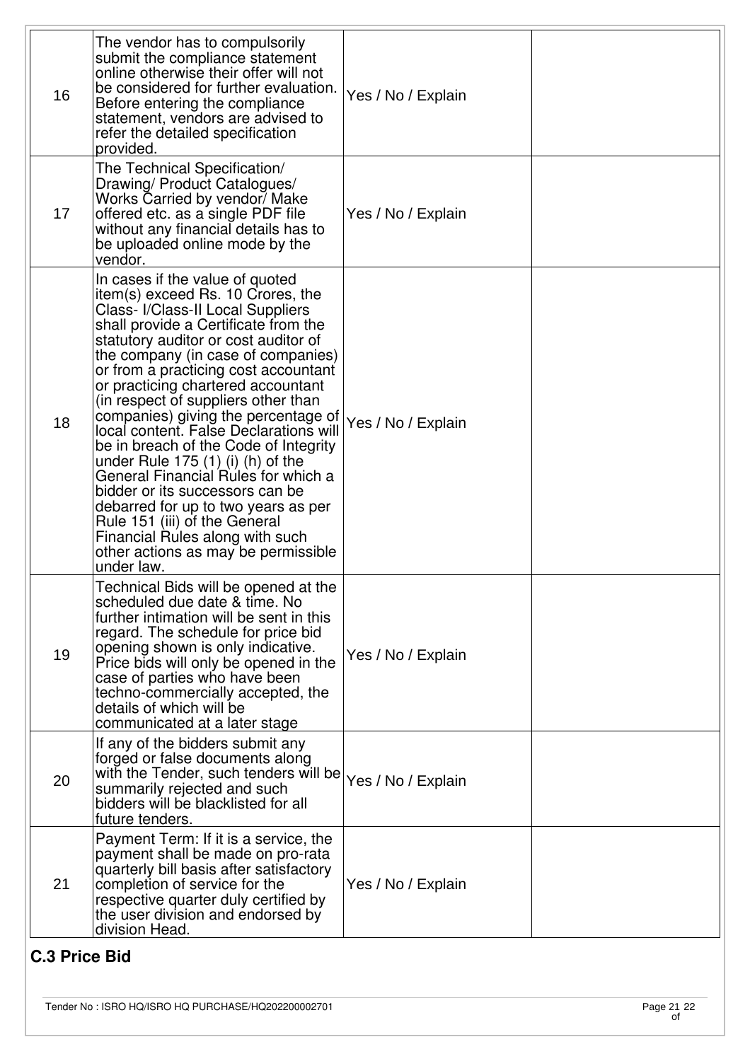| | | | |
|---|---|---|---|
| 16 | The vendor has to compulsorily submit the compliance statement online otherwise their offer will not be considered for further evaluation. Before entering the compliance statement, vendors are advised to refer the detailed specification provided. | Yes / No / Explain | |
| 17 | The Technical Specification/ Drawing/ Product Catalogues/ Works Carried by vendor/ Make offered etc. as a single PDF file without any financial details has to be uploaded online mode by the vendor. | Yes / No / Explain | |
| 18 | In cases if the value of quoted item(s) exceed Rs. 10 Crores, the Class- I/Class-II Local Suppliers shall provide a Certificate from the statutory auditor or cost auditor of the company (in case of companies) or from a practicing cost accountant or practicing chartered accountant (in respect of suppliers other than companies) giving the percentage of local content. False Declarations will be in breach of the Code of Integrity under Rule 175 (1) (i) (h) of the General Financial Rules for which a bidder or its successors can be debarred for up to two years as per Rule 151 (iii) of the General Financial Rules along with such other actions as may be permissible under law. | Yes / No / Explain | |
| 19 | Technical Bids will be opened at the scheduled due date & time. No further intimation will be sent in this regard. The schedule for price bid opening shown is only indicative. Price bids will only be opened in the case of parties who have been techno-commercially accepted, the details of which will be communicated at a later stage | Yes / No / Explain | |
| 20 | If any of the bidders submit any forged or false documents along with the Tender, such tenders will be summarily rejected and such bidders will be blacklisted for all future tenders. | Yes / No / Explain | |
| 21 | Payment Term: If it is a service, the payment shall be made on pro-rata quarterly bill basis after satisfactory completion of service for the respective quarter duly certified by the user division and endorsed by division Head. | Yes / No / Explain | |

## C.3 Price Bid

Tender No : ISRO HQ/ISRO HQ PURCHASE/HQ202200002701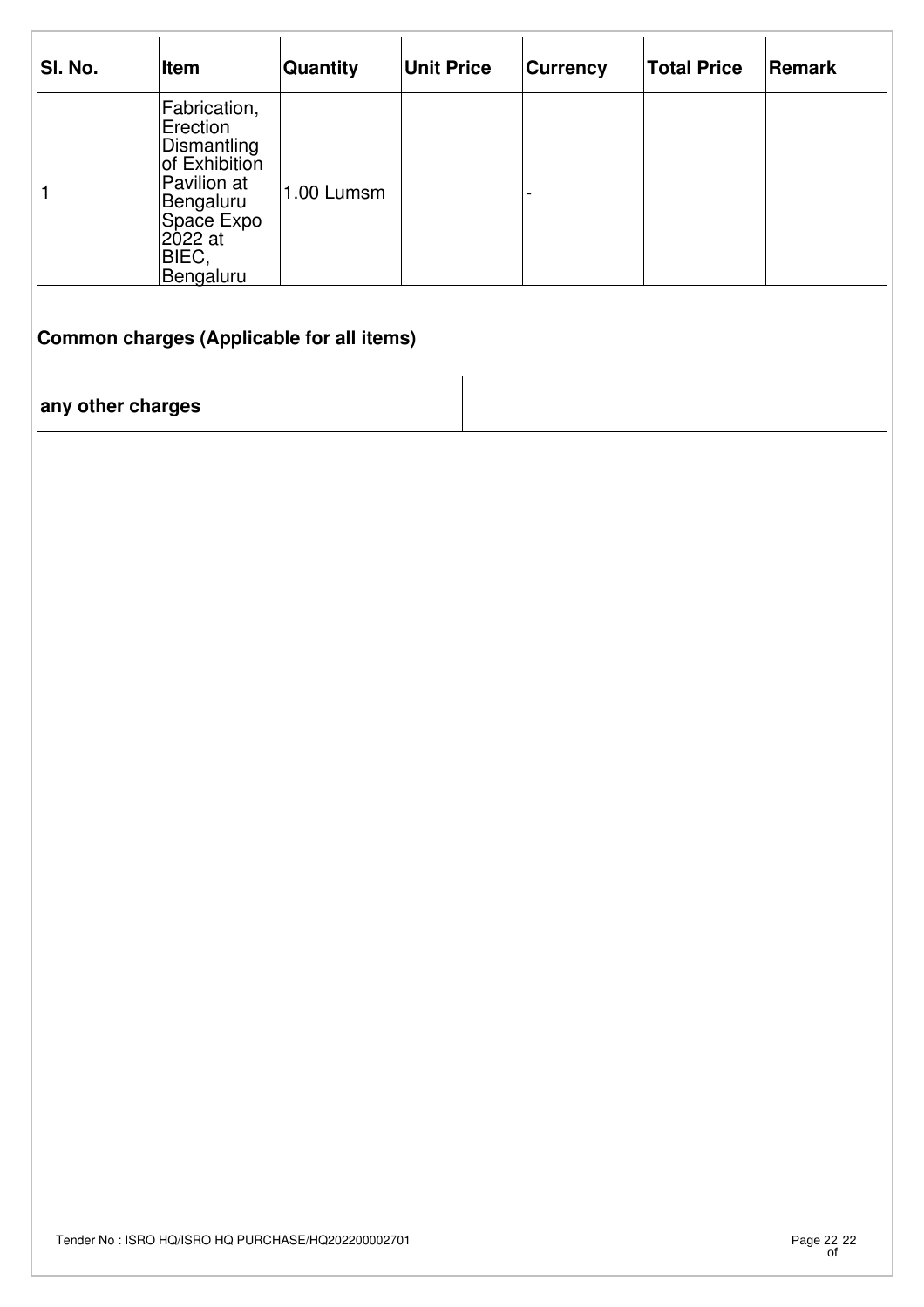| Sl. No. | Item | Quantity | Unit Price | Currency | Total Price | Remark |
|---|---|---|---|---|---|---|
| 1 | Fabrication, Erection Dismantling of Exhibition Pavilion at Bengaluru Space Expo 2022 at BIEC, Bengaluru | 1.00 Lumsm | | - | | |

**Common charges (Applicable for all items)**

| | |
|---|---|
| **any other charges** | |

Tender No : ISRO HQ/ISRO HQ PURCHASE/HQ202200002701